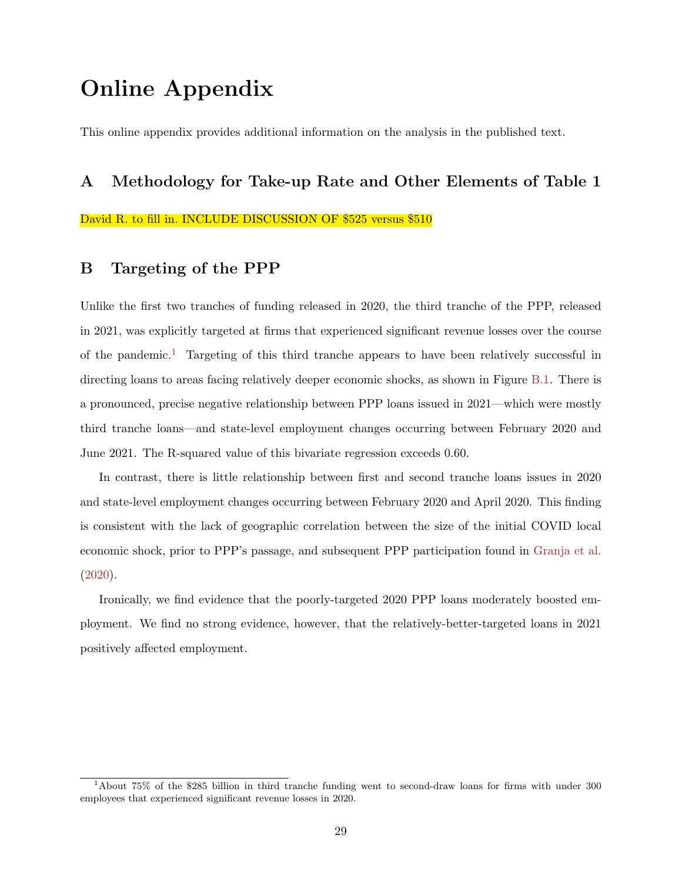# Online Appendix

This online appendix provides additional information on the analysis in the published text.

## A Methodology for Take-up Rate and Other Elements of Table 1

David R. to fill in. INCLUDE DISCUSSION OF $525 versus $510

## B Targeting of the PPP

Unlike the first two tranches of funding released in 2020, the third tranche of the PPP, released in 2021, was explicitly targeted at firms that experienced significant revenue losses over the course of the pandemic.[1] Targeting of this third tranche appears to have been relatively successful in directing loans to areas facing relatively deeper economic shocks, as shown in Figure B.1. There is a pronounced, precise negative relationship between PPP loans issued in 2021—which were mostly third tranche loans—and state-level employment changes occurring between February 2020 and June 2021. The R-squared value of this bivariate regression exceeds 0.60.

In contrast, there is little relationship between first and second tranche loans issues in 2020 and state-level employment changes occurring between February 2020 and April 2020. This finding is consistent with the lack of geographic correlation between the size of the initial COVID local economic shock, prior to PPP's passage, and subsequent PPP participation found in Granja et al. (2020).

Ironically, we find evidence that the poorly-targeted 2020 PPP loans moderately boosted employment. We find no strong evidence, however, that the relatively-better-targeted loans in 2021 positively affected employment.

[1] About 75% of the $285 billion in third tranche funding went to second-draw loans for firms with under 300 employees that experienced significant revenue losses in 2020.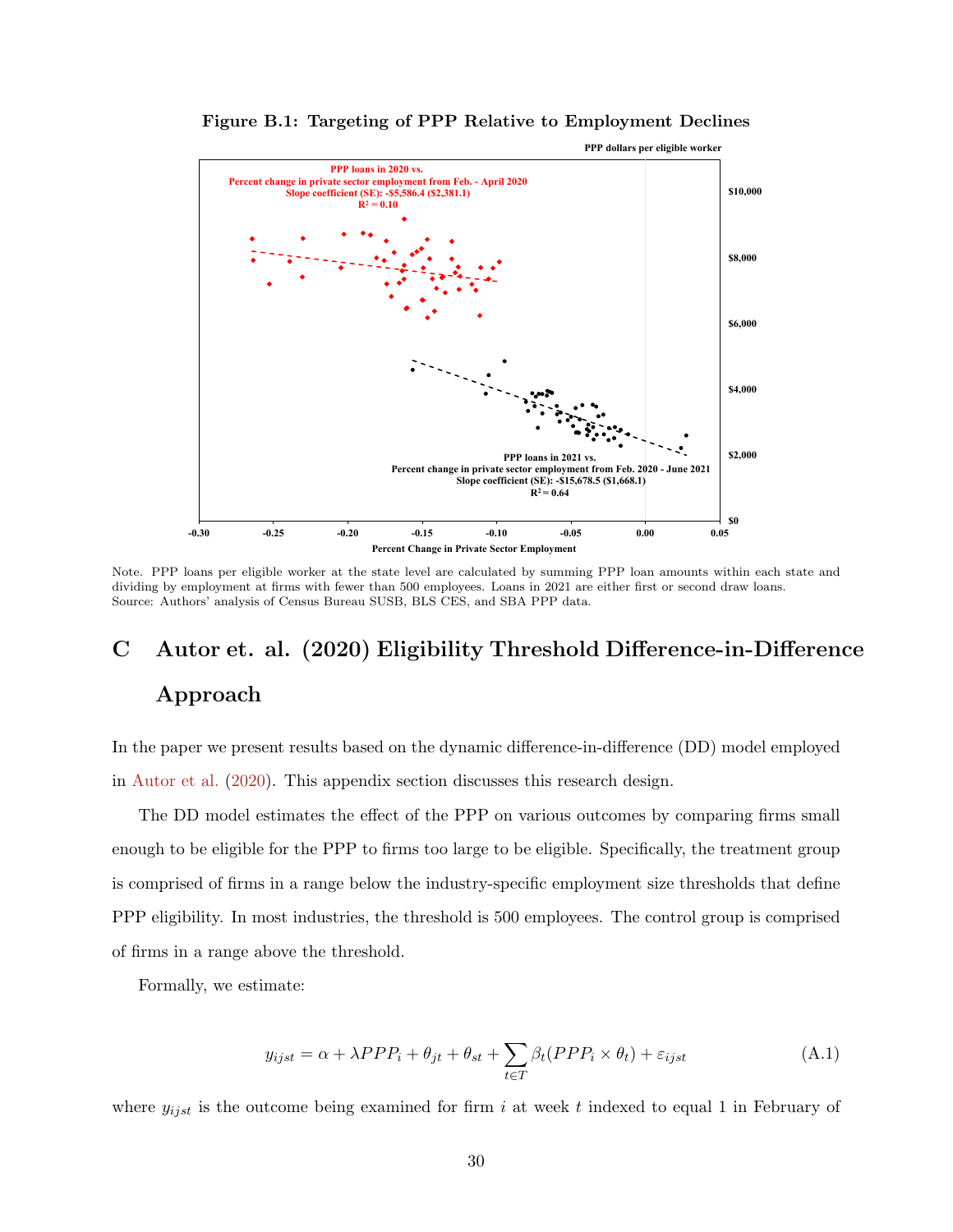**Figure B.1: Targeting of PPP Relative to Employment Declines**

Note. PPP loans per eligible worker at the state level are calculated by summing PPP loan amounts within each state and dividing by employment at firms with fewer than 500 employees. Loans in 2021 are either first or second draw loans. Source: Authors' analysis of Census Bureau SUSB, BLS CES, and SBA PPP data.

# C Autor et. al. (2020) Eligibility Threshold Difference-in-Difference Approach

In the paper we present results based on the dynamic difference-in-difference (DD) model employed in Autor et al. (2020). This appendix section discusses this research design.

The DD model estimates the effect of the PPP on various outcomes by comparing firms small enough to be eligible for the PPP to firms too large to be eligible. Specifically, the treatment group is comprised of firms in a range below the industry-specific employment size thresholds that define PPP eligibility. In most industries, the threshold is 500 employees. The control group is comprised of firms in a range above the threshold.

Formally, we estimate:

$$y_{ijst} = \alpha + \lambda PPP_i + \theta_{jt} + \theta_{st} + \sum_{t \in T} \beta_t (PPP_i \times \theta_t) + \varepsilon_{ijst} \tag{A.1}$$

where $y_{ijst}$ is the outcome being examined for firm $i$ at week $t$ indexed to equal 1 in February of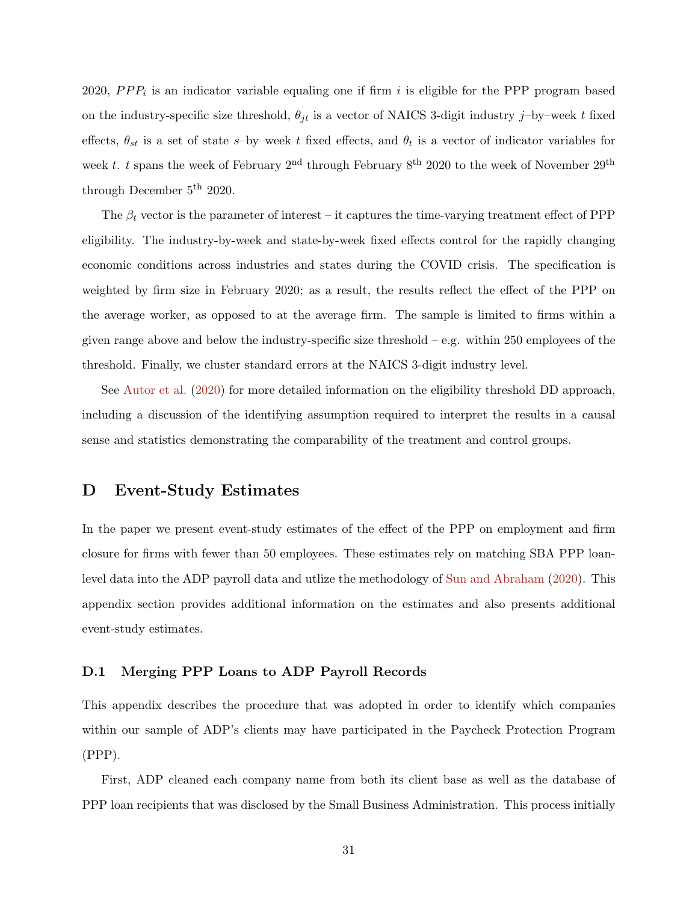2020, $PPP_i$ is an indicator variable equaling one if firm $i$ is eligible for the PPP program based on the industry-specific size threshold, $\theta_{jt}$ is a vector of NAICS 3-digit industry $j$–by–week $t$ fixed effects, $\theta_{st}$ is a set of state $s$–by–week $t$ fixed effects, and $\theta_t$ is a vector of indicator variables for week $t$. $t$ spans the week of February 2$^{\text{nd}}$ through February 8$^{\text{th}}$ 2020 to the week of November 29$^{\text{th}}$ through December 5$^{\text{th}}$ 2020.

The $\beta_t$ vector is the parameter of interest – it captures the time-varying treatment effect of PPP eligibility. The industry-by-week and state-by-week fixed effects control for the rapidly changing economic conditions across industries and states during the COVID crisis. The specification is weighted by firm size in February 2020; as a result, the results reflect the effect of the PPP on the average worker, as opposed to at the average firm. The sample is limited to firms within a given range above and below the industry-specific size threshold – e.g. within 250 employees of the threshold. Finally, we cluster standard errors at the NAICS 3-digit industry level.

See Autor et al. (2020) for more detailed information on the eligibility threshold DD approach, including a discussion of the identifying assumption required to interpret the results in a causal sense and statistics demonstrating the comparability of the treatment and control groups.

## D Event-Study Estimates

In the paper we present event-study estimates of the effect of the PPP on employment and firm closure for firms with fewer than 50 employees. These estimates rely on matching SBA PPP loan-level data into the ADP payroll data and utlize the methodology of Sun and Abraham (2020). This appendix section provides additional information on the estimates and also presents additional event-study estimates.

### D.1 Merging PPP Loans to ADP Payroll Records

This appendix describes the procedure that was adopted in order to identify which companies within our sample of ADP's clients may have participated in the Paycheck Protection Program (PPP).

First, ADP cleaned each company name from both its client base as well as the database of PPP loan recipients that was disclosed by the Small Business Administration. This process initially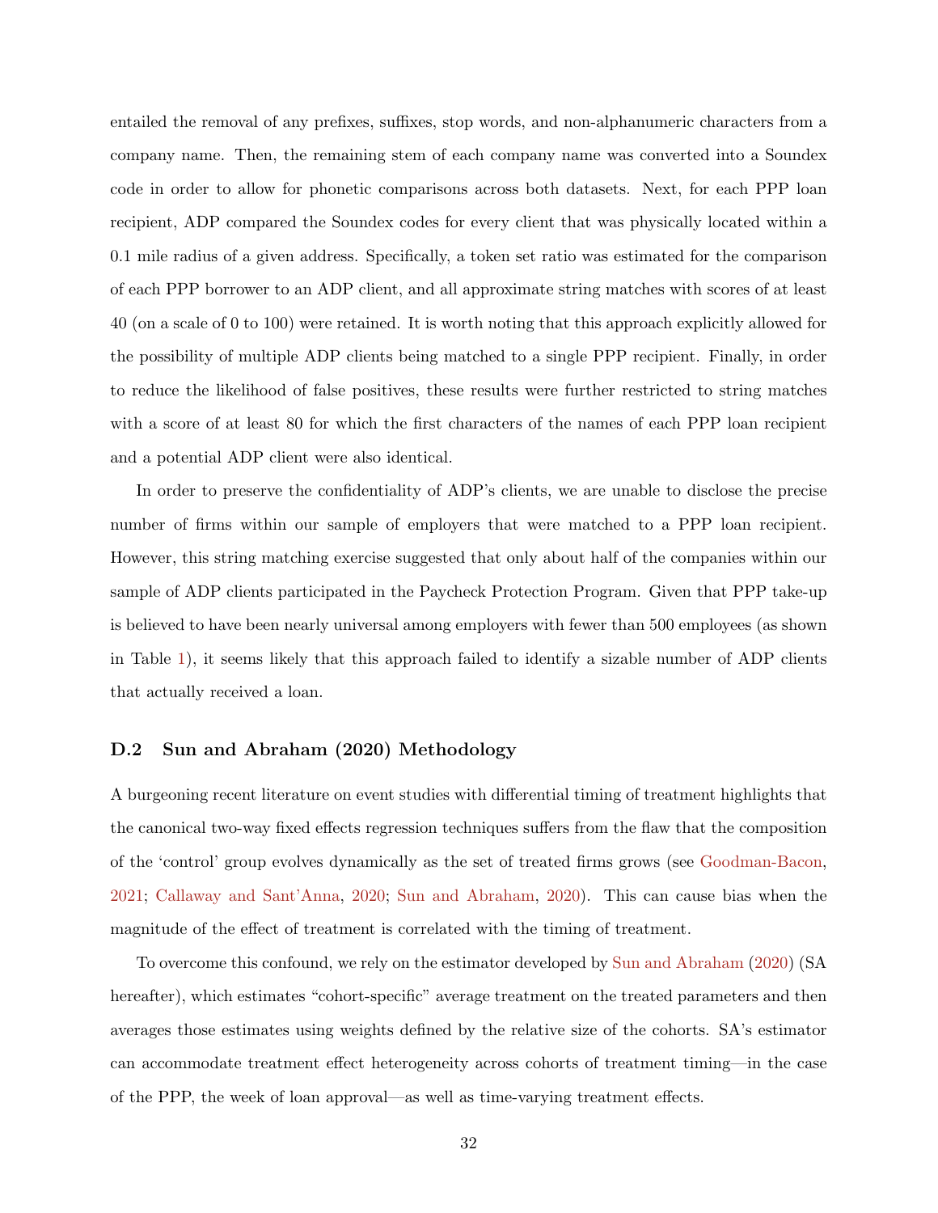entailed the removal of any prefixes, suffixes, stop words, and non-alphanumeric characters from a company name. Then, the remaining stem of each company name was converted into a Soundex code in order to allow for phonetic comparisons across both datasets. Next, for each PPP loan recipient, ADP compared the Soundex codes for every client that was physically located within a 0.1 mile radius of a given address. Specifically, a token set ratio was estimated for the comparison of each PPP borrower to an ADP client, and all approximate string matches with scores of at least 40 (on a scale of 0 to 100) were retained. It is worth noting that this approach explicitly allowed for the possibility of multiple ADP clients being matched to a single PPP recipient. Finally, in order to reduce the likelihood of false positives, these results were further restricted to string matches with a score of at least 80 for which the first characters of the names of each PPP loan recipient and a potential ADP client were also identical.

In order to preserve the confidentiality of ADP's clients, we are unable to disclose the precise number of firms within our sample of employers that were matched to a PPP loan recipient. However, this string matching exercise suggested that only about half of the companies within our sample of ADP clients participated in the Paycheck Protection Program. Given that PPP take-up is believed to have been nearly universal among employers with fewer than 500 employees (as shown in Table 1), it seems likely that this approach failed to identify a sizable number of ADP clients that actually received a loan.

### D.2 Sun and Abraham (2020) Methodology

A burgeoning recent literature on event studies with differential timing of treatment highlights that the canonical two-way fixed effects regression techniques suffers from the flaw that the composition of the 'control' group evolves dynamically as the set of treated firms grows (see Goodman-Bacon, 2021; Callaway and Sant'Anna, 2020; Sun and Abraham, 2020). This can cause bias when the magnitude of the effect of treatment is correlated with the timing of treatment.

To overcome this confound, we rely on the estimator developed by Sun and Abraham (2020) (SA hereafter), which estimates "cohort-specific" average treatment on the treated parameters and then averages those estimates using weights defined by the relative size of the cohorts. SA's estimator can accommodate treatment effect heterogeneity across cohorts of treatment timing—in the case of the PPP, the week of loan approval—as well as time-varying treatment effects.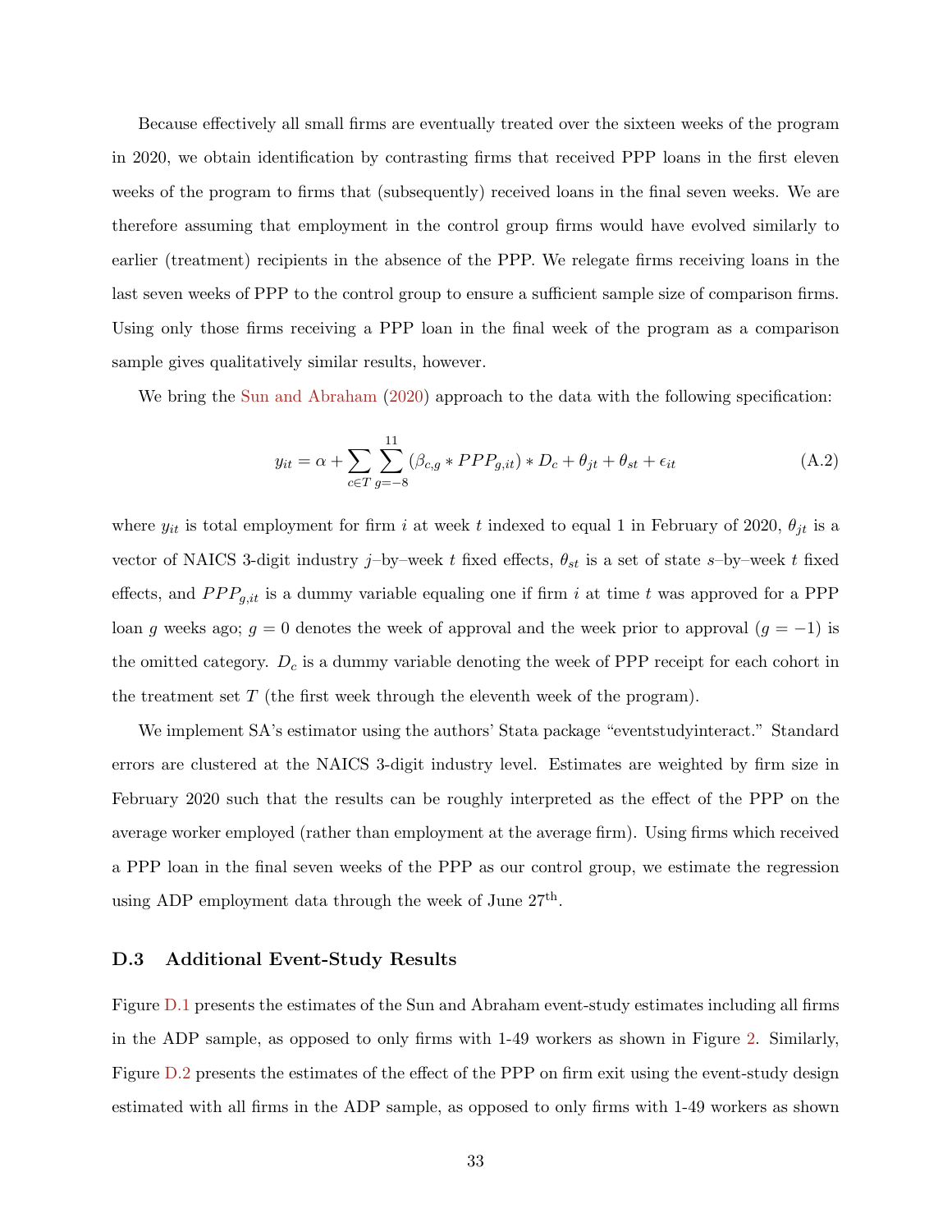Because effectively all small firms are eventually treated over the sixteen weeks of the program in 2020, we obtain identification by contrasting firms that received PPP loans in the first eleven weeks of the program to firms that (subsequently) received loans in the final seven weeks. We are therefore assuming that employment in the control group firms would have evolved similarly to earlier (treatment) recipients in the absence of the PPP. We relegate firms receiving loans in the last seven weeks of PPP to the control group to ensure a sufficient sample size of comparison firms. Using only those firms receiving a PPP loan in the final week of the program as a comparison sample gives qualitatively similar results, however.

We bring the Sun and Abraham (2020) approach to the data with the following specification:

$$y_{it} = \alpha + \sum_{c \in T} \sum_{g=-8}^{11} (\beta_{c,g} * PPP_{g,it}) * D_c + \theta_{jt} + \theta_{st} + \epsilon_{it} \tag{A.2}$$

where $y_{it}$ is total employment for firm $i$ at week $t$ indexed to equal 1 in February of 2020, $\theta_{jt}$ is a vector of NAICS 3-digit industry $j$–by–week $t$ fixed effects, $\theta_{st}$ is a set of state $s$–by–week $t$ fixed effects, and $PPP_{g,it}$ is a dummy variable equaling one if firm $i$ at time $t$ was approved for a PPP loan $g$ weeks ago; $g = 0$ denotes the week of approval and the week prior to approval ($g = -1$) is the omitted category. $D_c$ is a dummy variable denoting the week of PPP receipt for each cohort in the treatment set $T$ (the first week through the eleventh week of the program).

We implement SA's estimator using the authors' Stata package "eventstudyinteract." Standard errors are clustered at the NAICS 3-digit industry level. Estimates are weighted by firm size in February 2020 such that the results can be roughly interpreted as the effect of the PPP on the average worker employed (rather than employment at the average firm). Using firms which received a PPP loan in the final seven weeks of the PPP as our control group, we estimate the regression using ADP employment data through the week of June 27th.

### D.3 Additional Event-Study Results

Figure D.1 presents the estimates of the Sun and Abraham event-study estimates including all firms in the ADP sample, as opposed to only firms with 1-49 workers as shown in Figure 2. Similarly, Figure D.2 presents the estimates of the effect of the PPP on firm exit using the event-study design estimated with all firms in the ADP sample, as opposed to only firms with 1-49 workers as shown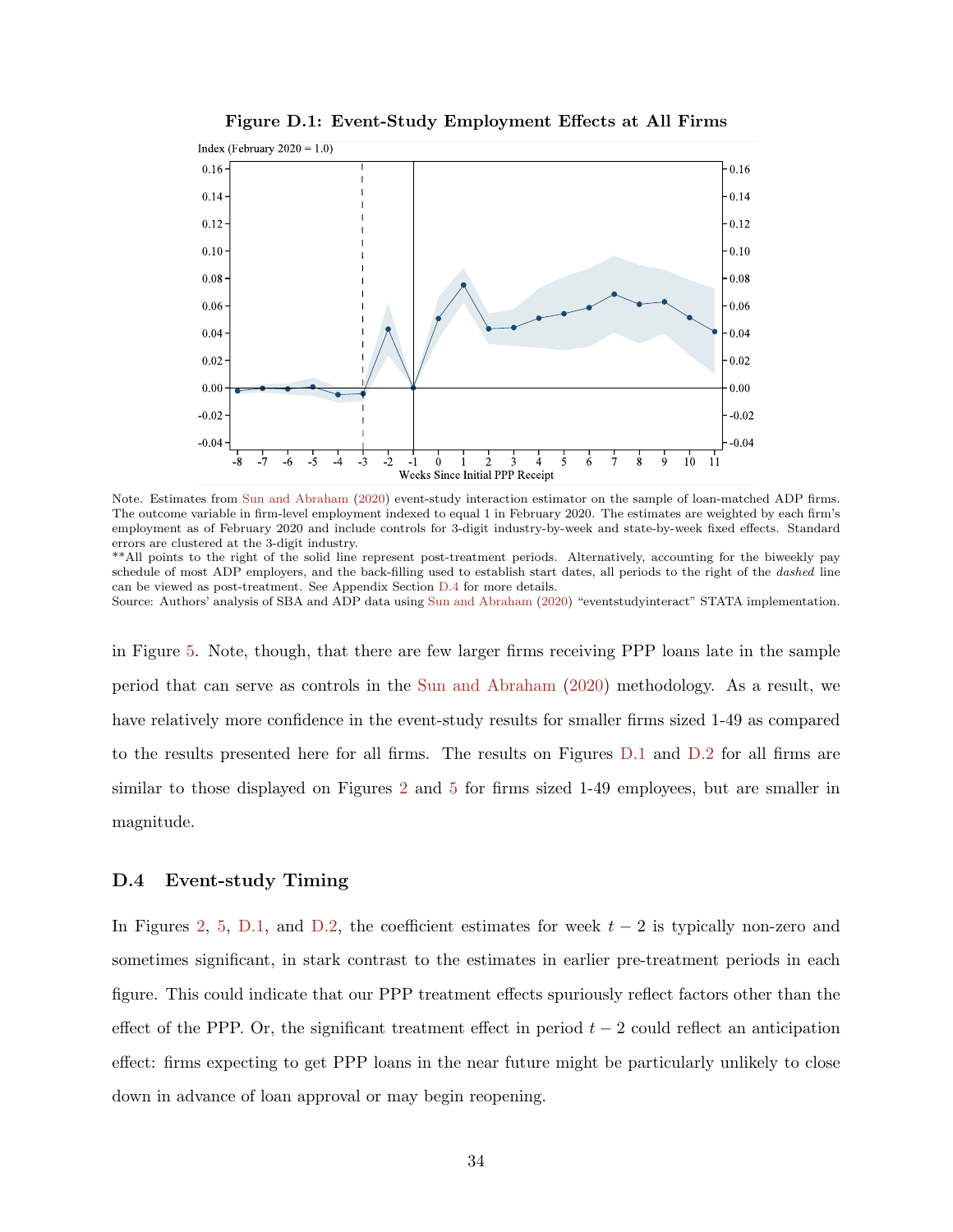**Figure D.1: Event-Study Employment Effects at All Firms**

Note. Estimates from Sun and Abraham (2020) event-study interaction estimator on the sample of loan-matched ADP firms. The outcome variable in firm-level employment indexed to equal 1 in February 2020. The estimates are weighted by each firm's employment as of February 2020 and include controls for 3-digit industry-by-week and state-by-week fixed effects. Standard errors are clustered at the 3-digit industry.

**All points to the right of the solid line represent post-treatment periods. Alternatively, accounting for the biweekly pay schedule of most ADP employers, and the back-filling used to establish start dates, all periods to the right of the *dashed* line can be viewed as post-treatment. See Appendix Section D.4 for more details.

Source: Authors' analysis of SBA and ADP data using Sun and Abraham (2020) "eventstudyinteract" STATA implementation.

in Figure 5. Note, though, that there are few larger firms receiving PPP loans late in the sample period that can serve as controls in the Sun and Abraham (2020) methodology. As a result, we have relatively more confidence in the event-study results for smaller firms sized 1-49 as compared to the results presented here for all firms. The results on Figures D.1 and D.2 for all firms are similar to those displayed on Figures 2 and 5 for firms sized 1-49 employees, but are smaller in magnitude.

### D.4 Event-study Timing

In Figures 2, 5, D.1, and D.2, the coefficient estimates for week $t-2$ is typically non-zero and sometimes significant, in stark contrast to the estimates in earlier pre-treatment periods in each figure. This could indicate that our PPP treatment effects spuriously reflect factors other than the effect of the PPP. Or, the significant treatment effect in period $t-2$ could reflect an anticipation effect: firms expecting to get PPP loans in the near future might be particularly unlikely to close down in advance of loan approval or may begin reopening.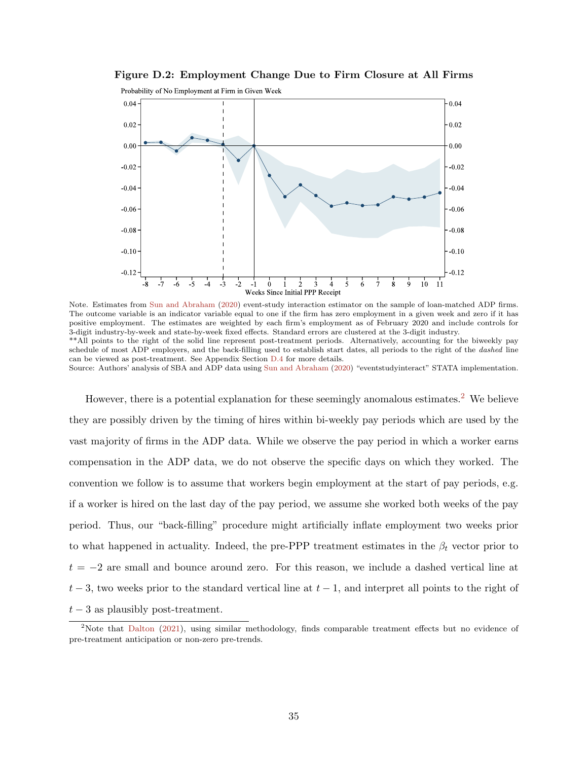**Figure D.2: Employment Change Due to Firm Closure at All Firms**

Note. Estimates from Sun and Abraham (2020) event-study interaction estimator on the sample of loan-matched ADP firms. The outcome variable is an indicator variable equal to one if the firm has zero employment in a given week and zero if it has positive employment. The estimates are weighted by each firm's employment as of February 2020 and include controls for 3-digit industry-by-week and state-by-week fixed effects. Standard errors are clustered at the 3-digit industry.
**All points to the right of the solid line represent post-treatment periods. Alternatively, accounting for the biweekly pay schedule of most ADP employers, and the back-filling used to establish start dates, all periods to the right of the *dashed* line can be viewed as post-treatment. See Appendix Section D.4 for more details.
Source: Authors' analysis of SBA and ADP data using Sun and Abraham (2020) "eventstudyinteract" STATA implementation.

However, there is a potential explanation for these seemingly anomalous estimates.[2] We believe they are possibly driven by the timing of hires within bi-weekly pay periods which are used by the vast majority of firms in the ADP data. While we observe the pay period in which a worker earns compensation in the ADP data, we do not observe the specific days on which they worked. The convention we follow is to assume that workers begin employment at the start of pay periods, e.g. if a worker is hired on the last day of the pay period, we assume she worked both weeks of the pay period. Thus, our "back-filling" procedure might artificially inflate employment two weeks prior to what happened in actuality. Indeed, the pre-PPP treatment estimates in the $\beta_t$ vector prior to $t = -2$ are small and bounce around zero. For this reason, we include a dashed vertical line at $t - 3$, two weeks prior to the standard vertical line at $t - 1$, and interpret all points to the right of $t - 3$ as plausibly post-treatment.

[2] Note that Dalton (2021), using similar methodology, finds comparable treatment effects but no evidence of pre-treatment anticipation or non-zero pre-trends.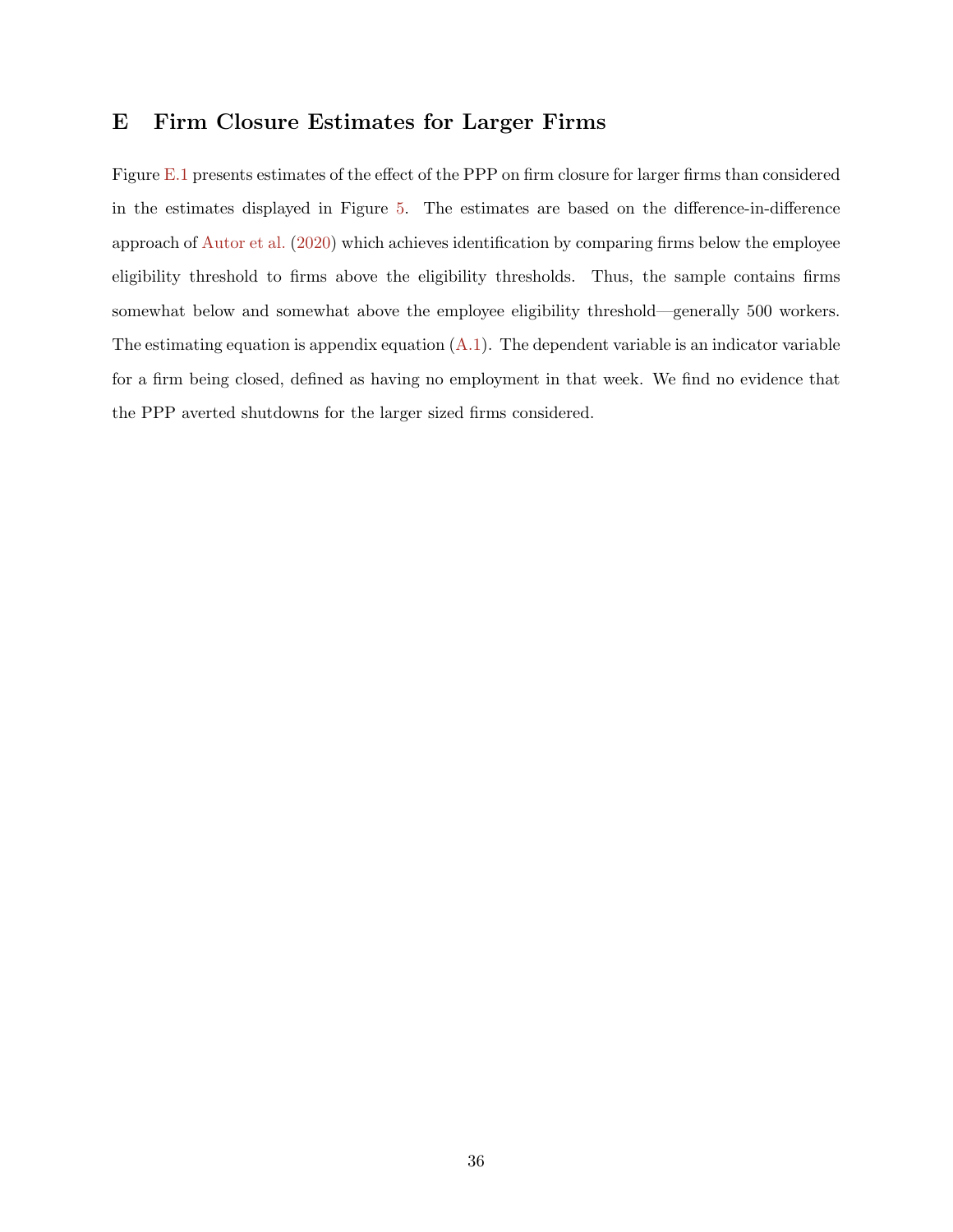# E Firm Closure Estimates for Larger Firms

Figure E.1 presents estimates of the effect of the PPP on firm closure for larger firms than considered in the estimates displayed in Figure 5. The estimates are based on the difference-in-difference approach of Autor et al. (2020) which achieves identification by comparing firms below the employee eligibility threshold to firms above the eligibility thresholds. Thus, the sample contains firms somewhat below and somewhat above the employee eligibility threshold—generally 500 workers. The estimating equation is appendix equation (A.1). The dependent variable is an indicator variable for a firm being closed, defined as having no employment in that week. We find no evidence that the PPP averted shutdowns for the larger sized firms considered.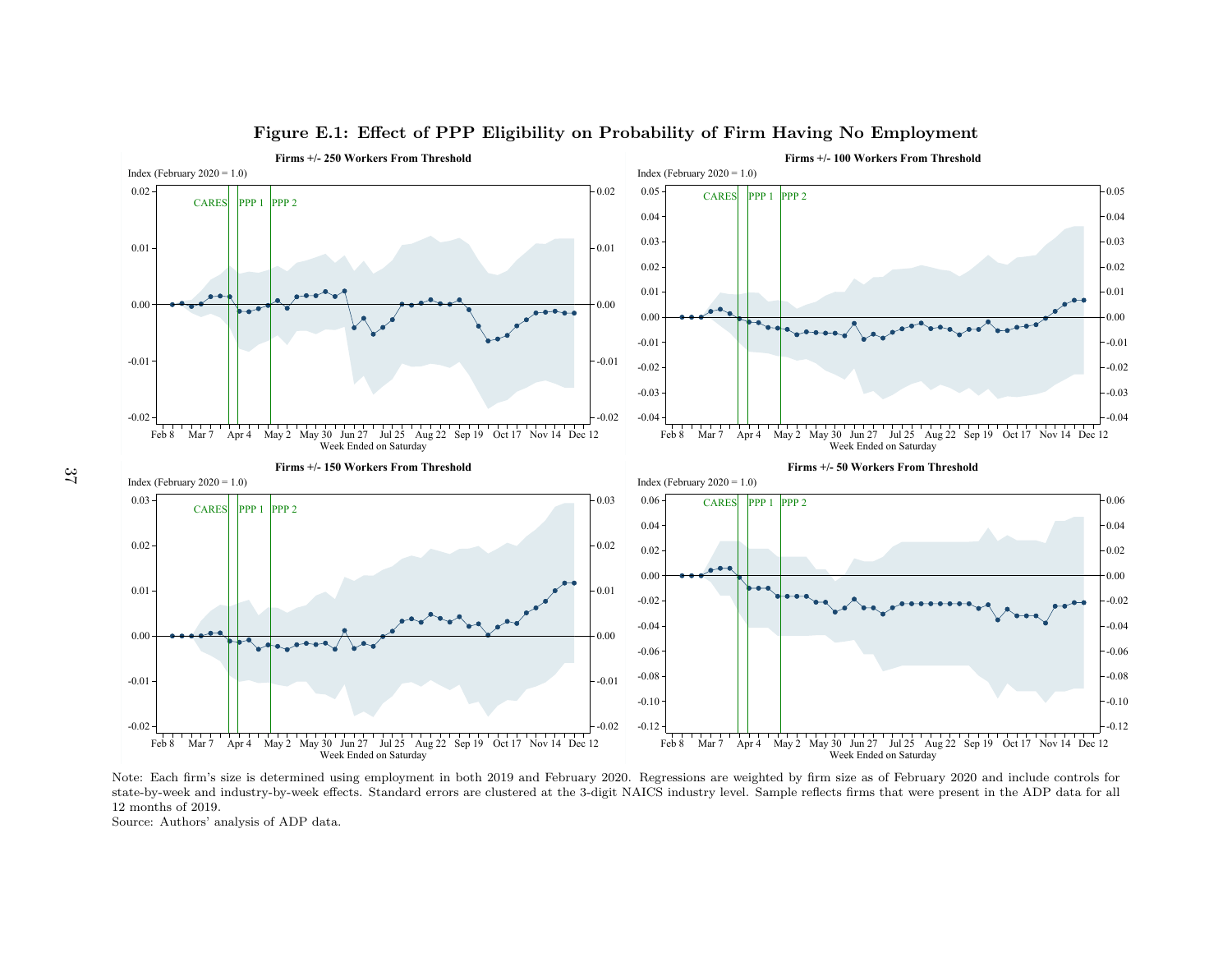# Figure E.1: Effect of PPP Eligibility on Probability of Firm Having No Employment

Note: Each firm's size is determined using employment in both 2019 and February 2020. Regressions are weighted by firm size as of February 2020 and include controls for state-by-week and industry-by-week effects. Standard errors are clustered at the 3-digit NAICS industry level. Sample reflects firms that were present in the ADP data for all 12 months of 2019.

Source: Authors' analysis of ADP data.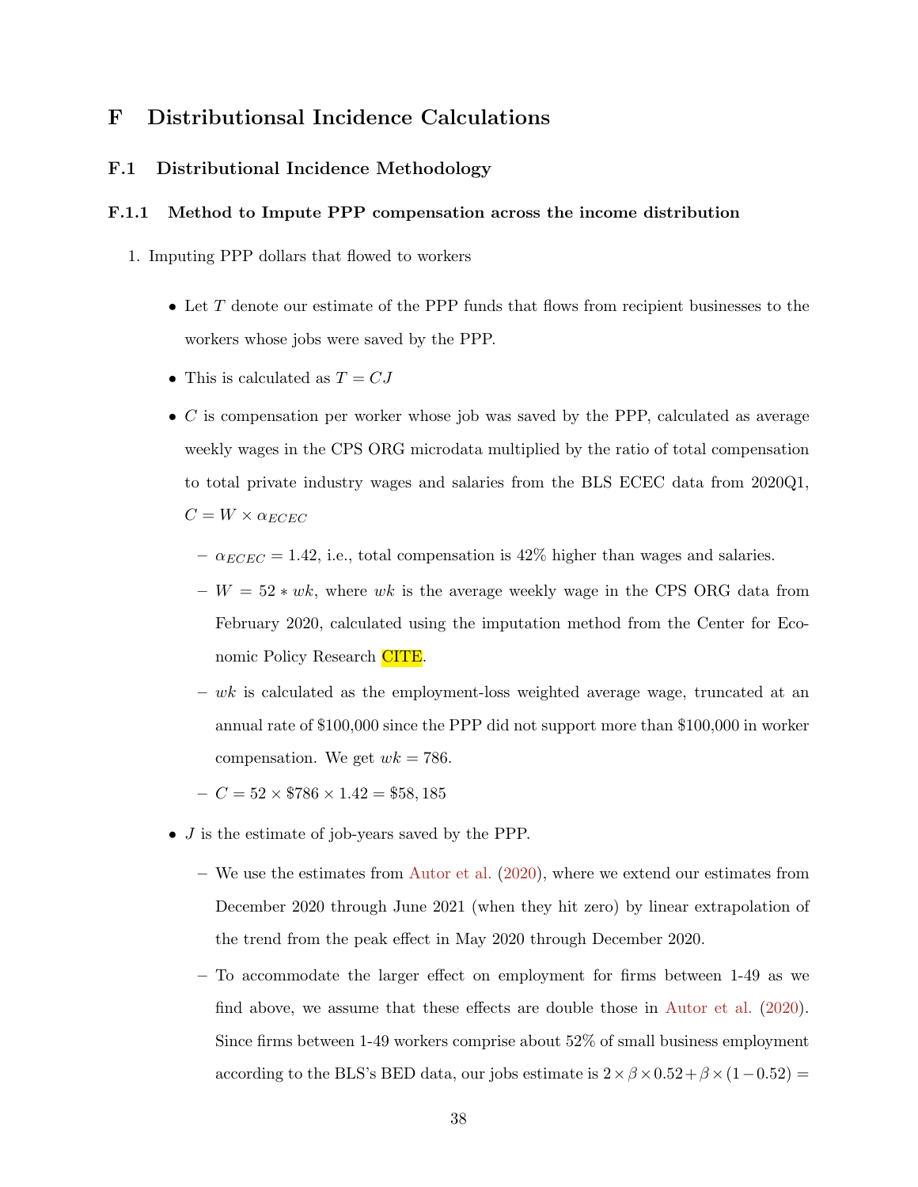# F Distributionsal Incidence Calculations

## F.1 Distributional Incidence Methodology

### F.1.1 Method to Impute PPP compensation across the income distribution

1. Imputing PPP dollars that flowed to workers

   - Let $T$ denote our estimate of the PPP funds that flows from recipient businesses to the workers whose jobs were saved by the PPP.
   - This is calculated as $T = CJ$
   - $C$ is compensation per worker whose job was saved by the PPP, calculated as average weekly wages in the CPS ORG microdata multiplied by the ratio of total compensation to total private industry wages and salaries from the BLS ECEC data from 2020Q1, $C = W \times \alpha_{ECEC}$
     - $\alpha_{ECEC} = 1.42$, i.e., total compensation is 42% higher than wages and salaries.
     - $W = 52 * wk$, where $wk$ is the average weekly wage in the CPS ORG data from February 2020, calculated using the imputation method from the Center for Economic Policy Research CITE.
     - $wk$ is calculated as the employment-loss weighted average wage, truncated at an annual rate of $100,000 since the PPP did not support more than $100,000 in worker compensation. We get $wk = 786$.
     - $C = 52 \times \$786 \times 1.42 = \$58,185$
   - $J$ is the estimate of job-years saved by the PPP.
     - We use the estimates from Autor et al. (2020), where we extend our estimates from December 2020 through June 2021 (when they hit zero) by linear extrapolation of the trend from the peak effect in May 2020 through December 2020.
     - To accommodate the larger effect on employment for firms between 1-49 as we find above, we assume that these effects are double those in Autor et al. (2020). Since firms between 1-49 workers comprise about 52% of small business employment according to the BLS's BED data, our jobs estimate is $2 \times \beta \times 0.52 + \beta \times (1 - 0.52) =$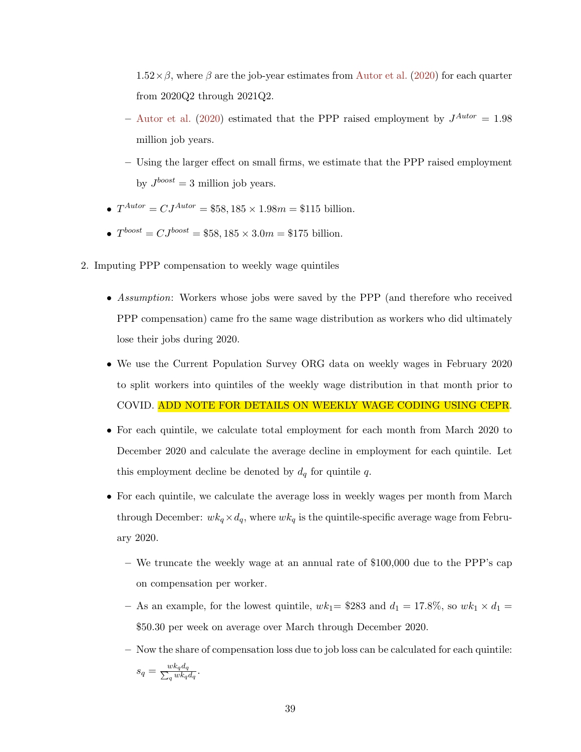$1.52 \times \beta$, where $\beta$ are the job-year estimates from Autor et al. (2020) for each quarter from 2020Q2 through 2021Q2.

  - Autor et al. (2020) estimated that the PPP raised employment by $J^{Autor} = 1.98$ million job years.
  - Using the larger effect on small firms, we estimate that the PPP raised employment by $J^{boost} = 3$ million job years.

- $T^{Autor} = CJ^{Autor} = \$58,185 \times 1.98m = \$115$ billion.
- $T^{boost} = CJ^{boost} = \$58,185 \times 3.0m = \$175$ billion.

2. Imputing PPP compensation to weekly wage quintiles

- *Assumption*: Workers whose jobs were saved by the PPP (and therefore who received PPP compensation) came fro the same wage distribution as workers who did ultimately lose their jobs during 2020.
- We use the Current Population Survey ORG data on weekly wages in February 2020 to split workers into quintiles of the weekly wage distribution in that month prior to COVID. ADD NOTE FOR DETAILS ON WEEKLY WAGE CODING USING CEPR.
- For each quintile, we calculate total employment for each month from March 2020 to December 2020 and calculate the average decline in employment for each quintile. Let this employment decline be denoted by $d_q$ for quintile $q$.
- For each quintile, we calculate the average loss in weekly wages per month from March through December: $wk_q \times d_q$, where $wk_q$ is the quintile-specific average wage from February 2020.
  - We truncate the weekly wage at an annual rate of \$100,000 due to the PPP's cap on compensation per worker.
  - As an example, for the lowest quintile, $wk_1 =$ \$283 and $d_1 = 17.8\%$, so $wk_1 \times d_1 =$ \$50.30 per week on average over March through December 2020.
  - Now the share of compensation loss due to job loss can be calculated for each quintile: $s_q = \frac{wk_q d_q}{\sum_q wk_q d_q}$.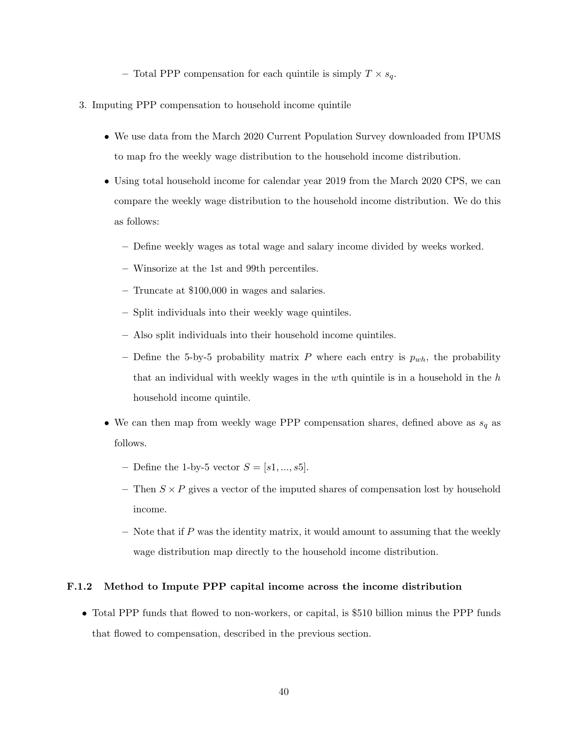– Total PPP compensation for each quintile is simply $T \times s_q$.

3. Imputing PPP compensation to household income quintile

   - We use data from the March 2020 Current Population Survey downloaded from IPUMS to map fro the weekly wage distribution to the household income distribution.
   - Using total household income for calendar year 2019 from the March 2020 CPS, we can compare the weekly wage distribution to the household income distribution. We do this as follows:
     – Define weekly wages as total wage and salary income divided by weeks worked.
     – Winsorize at the 1st and 99th percentiles.
     – Truncate at $100,000 in wages and salaries.
     – Split individuals into their weekly wage quintiles.
     – Also split individuals into their household income quintiles.
     – Define the 5-by-5 probability matrix $P$ where each entry is $p_{wh}$, the probability that an individual with weekly wages in the $w$th quintile is in a household in the $h$ household income quintile.
   - We can then map from weekly wage PPP compensation shares, defined above as $s_q$ as follows.
     – Define the 1-by-5 vector $S = [s1, ..., s5]$.
     – Then $S \times P$ gives a vector of the imputed shares of compensation lost by household income.
     – Note that if $P$ was the identity matrix, it would amount to assuming that the weekly wage distribution map directly to the household income distribution.

### F.1.2 Method to Impute PPP capital income across the income distribution

- Total PPP funds that flowed to non-workers, or capital, is $510 billion minus the PPP funds that flowed to compensation, described in the previous section.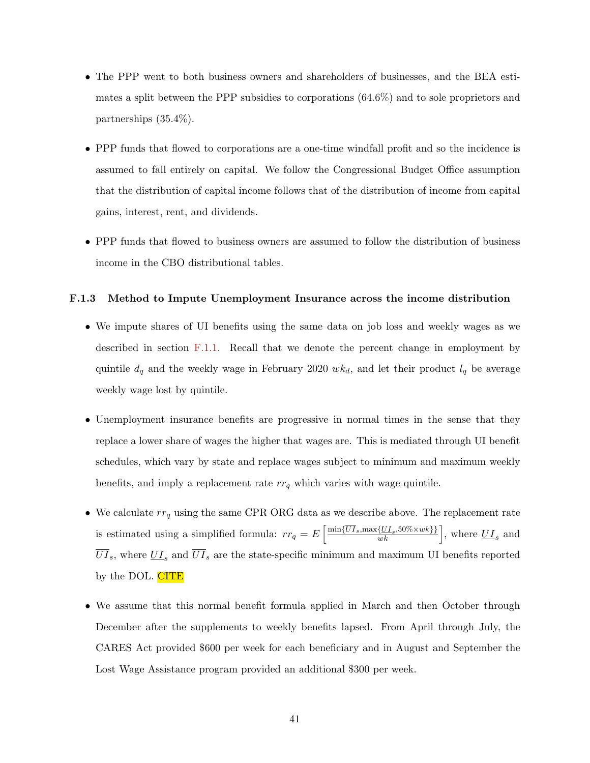- The PPP went to both business owners and shareholders of businesses, and the BEA estimates a split between the PPP subsidies to corporations (64.6%) and to sole proprietors and partnerships (35.4%).
- PPP funds that flowed to corporations are a one-time windfall profit and so the incidence is assumed to fall entirely on capital. We follow the Congressional Budget Office assumption that the distribution of capital income follows that of the distribution of income from capital gains, interest, rent, and dividends.
- PPP funds that flowed to business owners are assumed to follow the distribution of business income in the CBO distributional tables.

### F.1.3 Method to Impute Unemployment Insurance across the income distribution

- We impute shares of UI benefits using the same data on job loss and weekly wages as we described in section F.1.1. Recall that we denote the percent change in employment by quintile $d_q$ and the weekly wage in February 2020 $wk_d$, and let their product $l_q$ be average weekly wage lost by quintile.
- Unemployment insurance benefits are progressive in normal times in the sense that they replace a lower share of wages the higher that wages are. This is mediated through UI benefit schedules, which vary by state and replace wages subject to minimum and maximum weekly benefits, and imply a replacement rate $rr_q$ which varies with wage quintile.
- We calculate $rr_q$ using the same CPR ORG data as we describe above. The replacement rate is estimated using a simplified formula: $rr_q = E\left[\frac{\min\{\overline{UI}_s, \max\{\underline{UI}_s, 50\% \times wk\}\}}{wk}\right]$, where $\underline{UI}_s$ and $\overline{UI}_s$, where $\underline{UI}_s$ and $\overline{UI}_s$ are the state-specific minimum and maximum UI benefits reported by the DOL. CITE
- We assume that this normal benefit formula applied in March and then October through December after the supplements to weekly benefits lapsed. From April through July, the CARES Act provided $600 per week for each beneficiary and in August and September the Lost Wage Assistance program provided an additional $300 per week.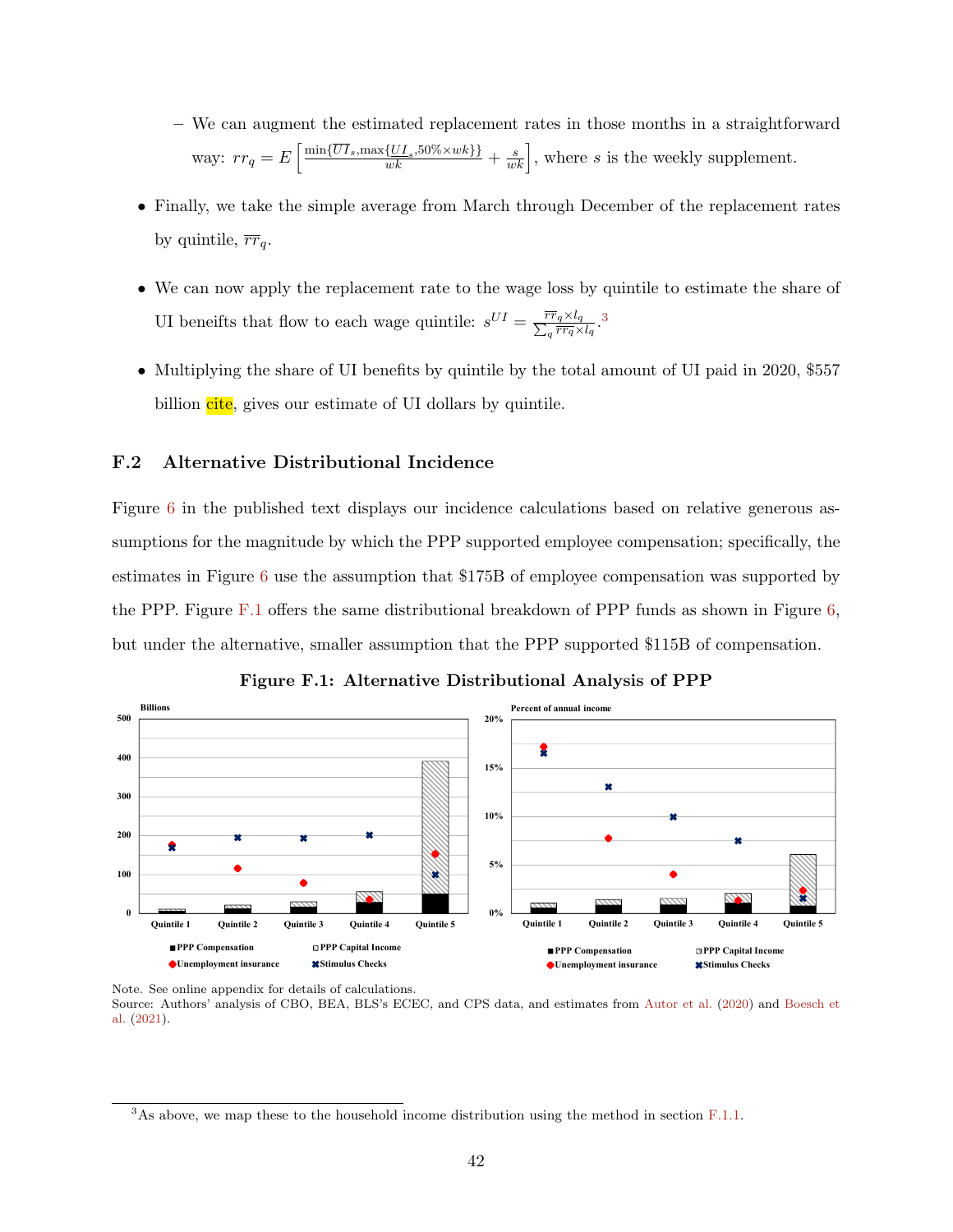- We can augment the estimated replacement rates in those months in a straightforward way: $rr_q = E\left[\frac{\min\{\overline{UI}_s, \max\{\underline{UI}_s, 50\% \times wk\}\}}{wk} + \frac{s}{wk}\right]$, where $s$ is the weekly supplement.

- Finally, we take the simple average from March through December of the replacement rates by quintile, $\overline{rr}_q$.

- We can now apply the replacement rate to the wage loss by quintile to estimate the share of UI beneifts that flow to each wage quintile: $s^{UI} = \frac{\overline{rr}_q \times l_q}{\sum_q \overline{rr}_q \times l_q}$.[3]

- Multiplying the share of UI benefits by quintile by the total amount of UI paid in 2020, $557 billion cite, gives our estimate of UI dollars by quintile.

## F.2 Alternative Distributional Incidence

Figure 6 in the published text displays our incidence calculations based on relative generous assumptions for the magnitude by which the PPP supported employee compensation; specifically, the estimates in Figure 6 use the assumption that $175B of employee compensation was supported by the PPP. Figure F.1 offers the same distributional breakdown of PPP funds as shown in Figure 6, but under the alternative, smaller assumption that the PPP supported $115B of compensation.

**Figure F.1: Alternative Distributional Analysis of PPP**

Note. See online appendix for details of calculations.
Source: Authors' analysis of CBO, BEA, BLS's ECEC, and CPS data, and estimates from Autor et al. (2020) and Boesch et al. (2021).

[3] As above, we map these to the household income distribution using the method in section F.1.1.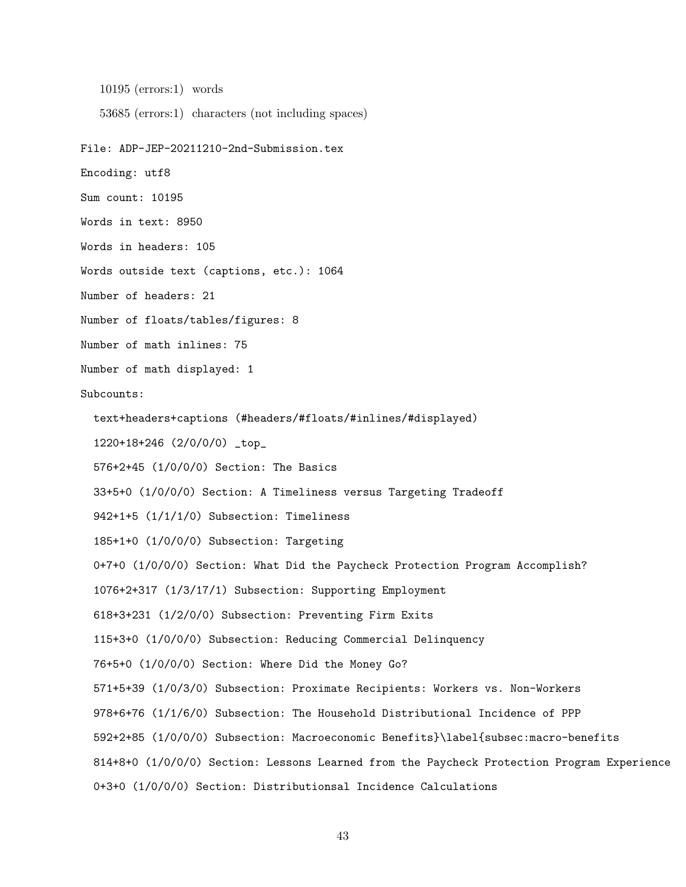10195 (errors:1) words

53685 (errors:1) characters (not including spaces)

```
File: ADP-JEP-20211210-2nd-Submission.tex
Encoding: utf8
Sum count: 10195
Words in text: 8950
Words in headers: 105
Words outside text (captions, etc.): 1064
Number of headers: 21
Number of floats/tables/figures: 8
Number of math inlines: 75
Number of math displayed: 1
Subcounts:
  text+headers+captions (#headers/#floats/#inlines/#displayed)
  1220+18+246 (2/0/0/0) _top_
  576+2+45 (1/0/0/0) Section: The Basics
  33+5+0 (1/0/0/0) Section: A Timeliness versus Targeting Tradeoff
  942+1+5 (1/1/1/0) Subsection: Timeliness
  185+1+0 (1/0/0/0) Subsection: Targeting
  0+7+0 (1/0/0/0) Section: What Did the Paycheck Protection Program Accomplish?
  1076+2+317 (1/3/17/1) Subsection: Supporting Employment
  618+3+231 (1/2/0/0) Subsection: Preventing Firm Exits
  115+3+0 (1/0/0/0) Subsection: Reducing Commercial Delinquency
  76+5+0 (1/0/0/0) Section: Where Did the Money Go?
  571+5+39 (1/0/3/0) Subsection: Proximate Recipients: Workers vs. Non-Workers
  978+6+76 (1/1/6/0) Subsection: The Household Distributional Incidence of PPP
  592+2+85 (1/0/0/0) Subsection: Macroeconomic Benefits}\label{subsec:macro-benefits
  814+8+0 (1/0/0/0) Section: Lessons Learned from the Paycheck Protection Program Experience
  0+3+0 (1/0/0/0) Section: Distributionsal Incidence Calculations
```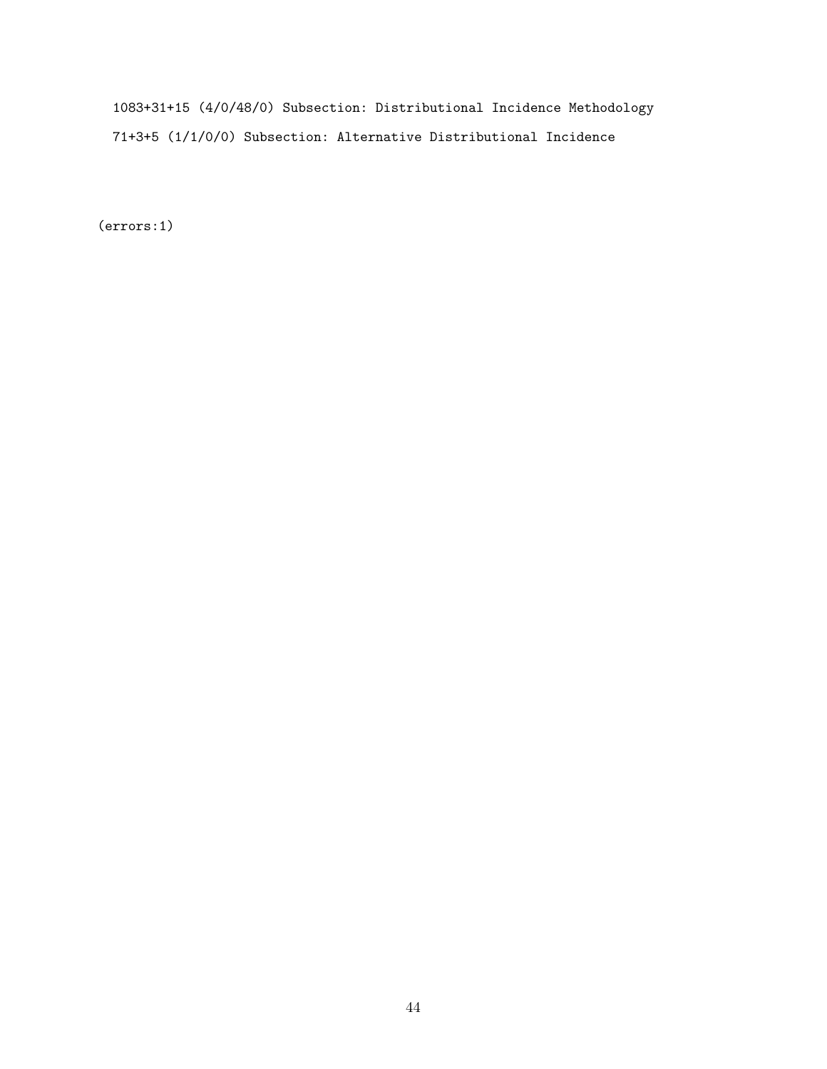```
  1083+31+15 (4/0/48/0) Subsection: Distributional Incidence Methodology
  71+3+5 (1/1/0/0) Subsection: Alternative Distributional Incidence


(errors:1)
```